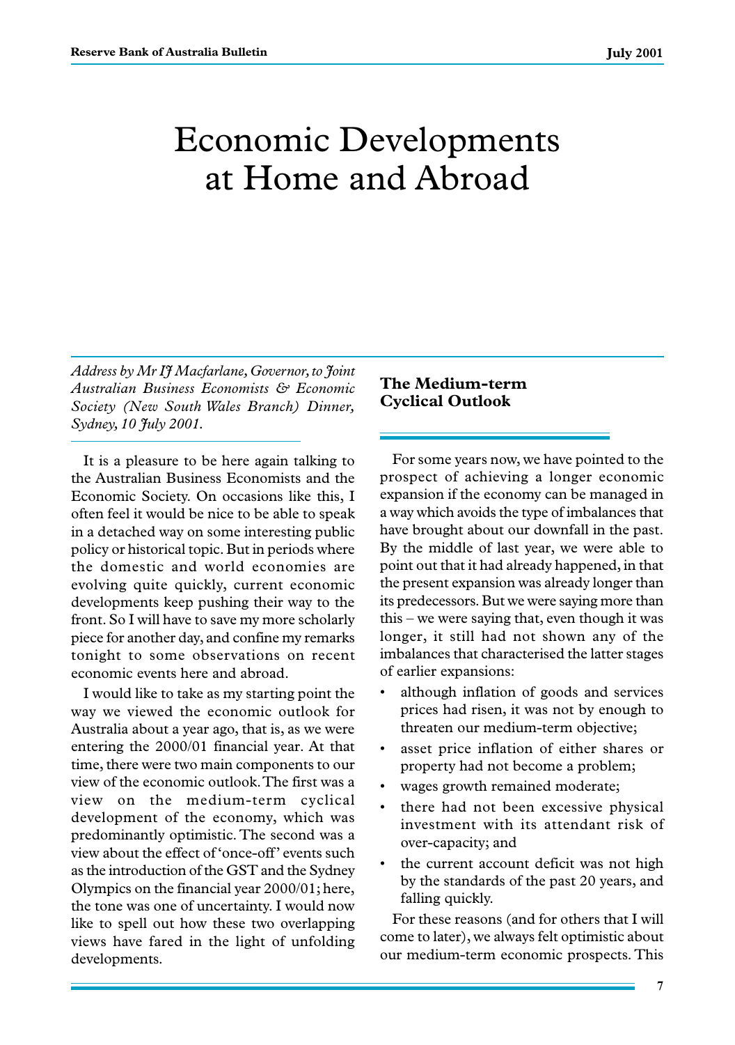# Economic Developments at Home and Abroad

*Address by Mr IJ Macfarlane, Governor, to Joint Australian Business Economists & Economic Society (New South Wales Branch) Dinner, Sydney, 10 July 2001.*

It is a pleasure to be here again talking to the Australian Business Economists and the Economic Society. On occasions like this, I often feel it would be nice to be able to speak in a detached way on some interesting public policy or historical topic. But in periods where the domestic and world economies are evolving quite quickly, current economic developments keep pushing their way to the front. So I will have to save my more scholarly piece for another day, and confine my remarks tonight to some observations on recent economic events here and abroad.

I would like to take as my starting point the way we viewed the economic outlook for Australia about a year ago, that is, as we were entering the 2000/01 financial year. At that time, there were two main components to our view of the economic outlook. The first was a view on the medium-term cyclical development of the economy, which was predominantly optimistic. The second was a view about the effect of 'once-off' events such as the introduction of the GST and the Sydney Olympics on the financial year 2000/01; here, the tone was one of uncertainty. I would now like to spell out how these two overlapping views have fared in the light of unfolding developments.

## The Medium-term Cyclical Outlook

For some years now, we have pointed to the prospect of achieving a longer economic expansion if the economy can be managed in a way which avoids the type of imbalances that have brought about our downfall in the past. By the middle of last year, we were able to point out that it had already happened, in that the present expansion was already longer than its predecessors. But we were saying more than this – we were saying that, even though it was longer, it still had not shown any of the imbalances that characterised the latter stages of earlier expansions:

- although inflation of goods and services prices had risen, it was not by enough to threaten our medium-term objective;
- asset price inflation of either shares or property had not become a problem;
- wages growth remained moderate;
- there had not been excessive physical investment with its attendant risk of over-capacity; and
- the current account deficit was not high by the standards of the past 20 years, and falling quickly.

For these reasons (and for others that I will come to later), we always felt optimistic about our medium-term economic prospects. This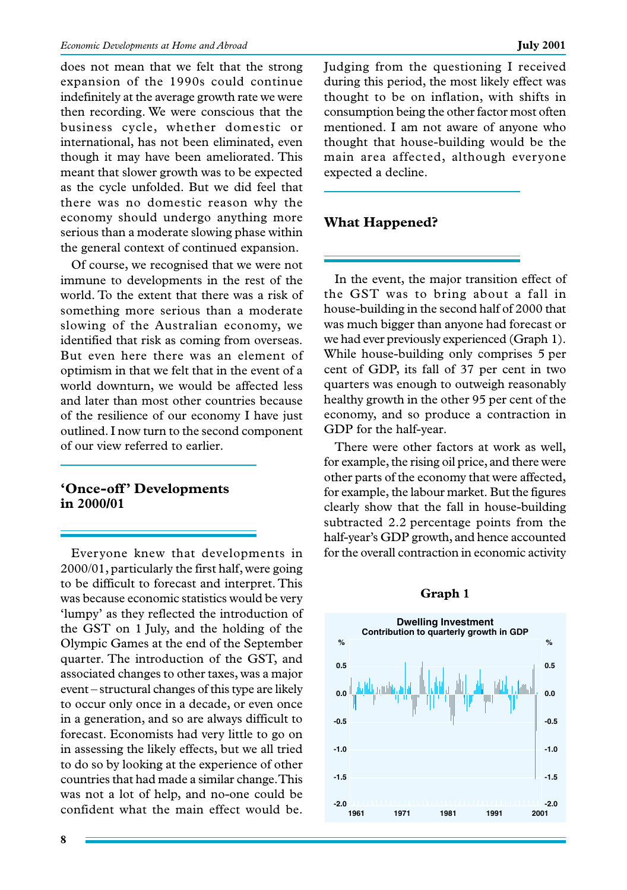does not mean that we felt that the strong expansion of the 1990s could continue indefinitely at the average growth rate we were then recording. We were conscious that the business cycle, whether domestic or international, has not been eliminated, even though it may have been ameliorated. This meant that slower growth was to be expected as the cycle unfolded. But we did feel that there was no domestic reason why the economy should undergo anything more serious than a moderate slowing phase within the general context of continued expansion.

Of course, we recognised that we were not immune to developments in the rest of the world. To the extent that there was a risk of something more serious than a moderate slowing of the Australian economy, we identified that risk as coming from overseas. But even here there was an element of optimism in that we felt that in the event of a world downturn, we would be affected less and later than most other countries because of the resilience of our economy I have just outlined. I now turn to the second component of our view referred to earlier.

## 'Once-off' Developments in 2000/01

Everyone knew that developments in 2000/01, particularly the first half, were going to be difficult to forecast and interpret. This was because economic statistics would be very 'lumpy' as they reflected the introduction of the GST on 1 July, and the holding of the Olympic Games at the end of the September quarter. The introduction of the GST, and associated changes to other taxes, was a major event – structural changes of this type are likely to occur only once in a decade, or even once in a generation, and so are always difficult to forecast. Economists had very little to go on in assessing the likely effects, but we all tried to do so by looking at the experience of other countries that had made a similar change. This was not a lot of help, and no-one could be confident what the main effect would be. Judging from the questioning I received during this period, the most likely effect was thought to be on inflation, with shifts in consumption being the other factor most often mentioned. I am not aware of anyone who thought that house-building would be the main area affected, although everyone expected a decline.

## What Happened?

In the event, the major transition effect of the GST was to bring about a fall in house-building in the second half of 2000 that was much bigger than anyone had forecast or we had ever previously experienced (Graph 1). While house-building only comprises 5 per cent of GDP, its fall of 37 per cent in two quarters was enough to outweigh reasonably healthy growth in the other 95 per cent of the economy, and so produce a contraction in GDP for the half-year.

There were other factors at work as well, for example, the rising oil price, and there were other parts of the economy that were affected, for example, the labour market. But the figures clearly show that the fall in house-building subtracted 2.2 percentage points from the half-year's GDP growth, and hence accounted for the overall contraction in economic activity

**Graph 1**

**Dwelling Investment**
**Contribution to quarterly growth in GDP**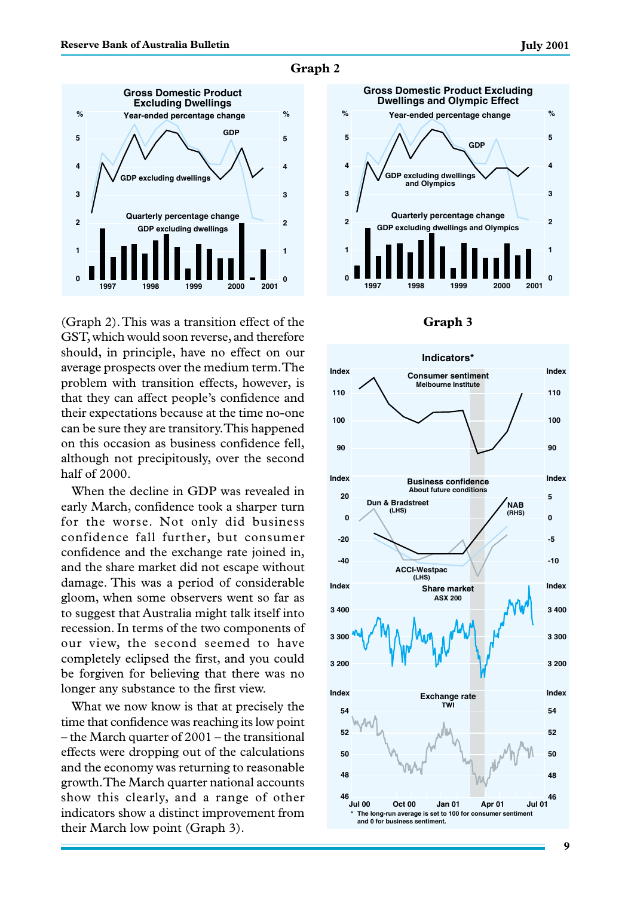Graph 2

(Graph 2). This was a transition effect of the GST, which would soon reverse, and therefore should, in principle, have no effect on our average prospects over the medium term. The problem with transition effects, however, is that they can affect people's confidence and their expectations because at the time no-one can be sure they are transitory. This happened on this occasion as business confidence fell, although not precipitously, over the second half of 2000.

When the decline in GDP was revealed in early March, confidence took a sharper turn for the worse. Not only did business confidence fall further, but consumer confidence and the exchange rate joined in, and the share market did not escape without damage. This was a period of considerable gloom, when some observers went so far as to suggest that Australia might talk itself into recession. In terms of the two components of our view, the second seemed to have completely eclipsed the first, and you could be forgiven for believing that there was no longer any substance to the first view.

What we now know is that at precisely the time that confidence was reaching its low point – the March quarter of 2001 – the transitional effects were dropping out of the calculations and the economy was returning to reasonable growth. The March quarter national accounts show this clearly, and a range of other indicators show a distinct improvement from their March low point (Graph 3).

Graph 3

\* The long-run average is set to 100 for consumer sentiment and 0 for business sentiment.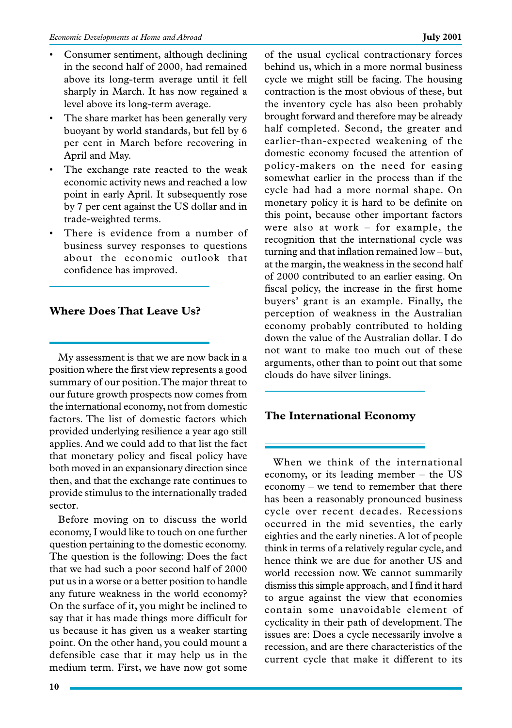- Consumer sentiment, although declining in the second half of 2000, had remained above its long-term average until it fell sharply in March. It has now regained a level above its long-term average.
- The share market has been generally very buoyant by world standards, but fell by 6 per cent in March before recovering in April and May.
- The exchange rate reacted to the weak economic activity news and reached a low point in early April. It subsequently rose by 7 per cent against the US dollar and in trade-weighted terms.
- There is evidence from a number of business survey responses to questions about the economic outlook that confidence has improved.

## Where Does That Leave Us?

My assessment is that we are now back in a position where the first view represents a good summary of our position. The major threat to our future growth prospects now comes from the international economy, not from domestic factors. The list of domestic factors which provided underlying resilience a year ago still applies. And we could add to that list the fact that monetary policy and fiscal policy have both moved in an expansionary direction since then, and that the exchange rate continues to provide stimulus to the internationally traded sector.

Before moving on to discuss the world economy, I would like to touch on one further question pertaining to the domestic economy. The question is the following: Does the fact that we had such a poor second half of 2000 put us in a worse or a better position to handle any future weakness in the world economy? On the surface of it, you might be inclined to say that it has made things more difficult for us because it has given us a weaker starting point. On the other hand, you could mount a defensible case that it may help us in the medium term. First, we have now got some of the usual cyclical contractionary forces behind us, which in a more normal business cycle we might still be facing. The housing contraction is the most obvious of these, but the inventory cycle has also been probably brought forward and therefore may be already half completed. Second, the greater and earlier-than-expected weakening of the domestic economy focused the attention of policy-makers on the need for easing somewhat earlier in the process than if the cycle had had a more normal shape. On monetary policy it is hard to be definite on this point, because other important factors were also at work – for example, the recognition that the international cycle was turning and that inflation remained low – but, at the margin, the weakness in the second half of 2000 contributed to an earlier easing. On fiscal policy, the increase in the first home buyers' grant is an example. Finally, the perception of weakness in the Australian economy probably contributed to holding down the value of the Australian dollar. I do not want to make too much out of these arguments, other than to point out that some clouds do have silver linings.

## The International Economy

When we think of the international economy, or its leading member – the US economy – we tend to remember that there has been a reasonably pronounced business cycle over recent decades. Recessions occurred in the mid seventies, the early eighties and the early nineties. A lot of people think in terms of a relatively regular cycle, and hence think we are due for another US and world recession now. We cannot summarily dismiss this simple approach, and I find it hard to argue against the view that economies contain some unavoidable element of cyclicality in their path of development. The issues are: Does a cycle necessarily involve a recession, and are there characteristics of the current cycle that make it different to its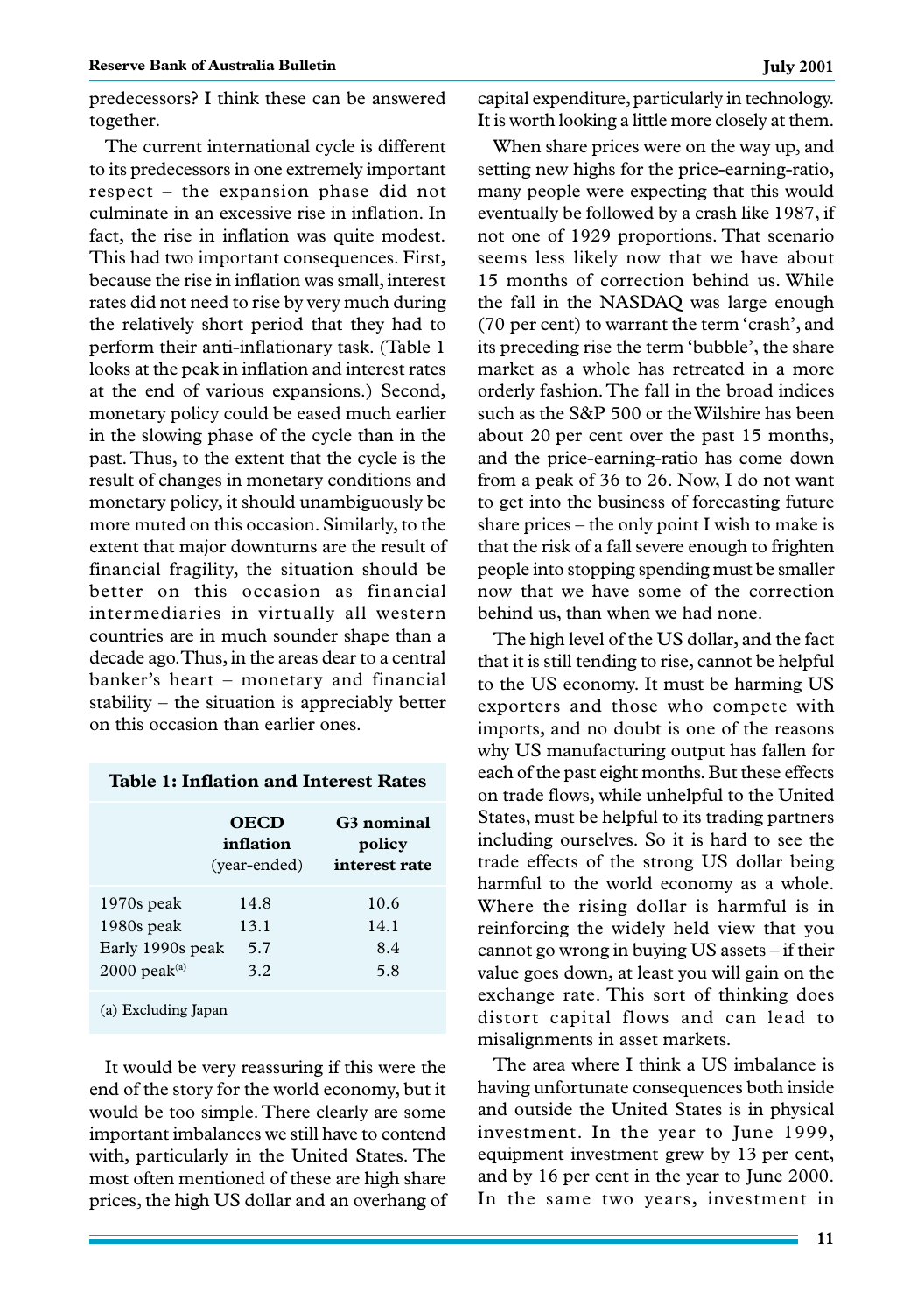predecessors? I think these can be answered together.

The current international cycle is different to its predecessors in one extremely important respect – the expansion phase did not culminate in an excessive rise in inflation. In fact, the rise in inflation was quite modest. This had two important consequences. First, because the rise in inflation was small, interest rates did not need to rise by very much during the relatively short period that they had to perform their anti-inflationary task. (Table 1 looks at the peak in inflation and interest rates at the end of various expansions.) Second, monetary policy could be eased much earlier in the slowing phase of the cycle than in the past. Thus, to the extent that the cycle is the result of changes in monetary conditions and monetary policy, it should unambiguously be more muted on this occasion. Similarly, to the extent that major downturns are the result of financial fragility, the situation should be better on this occasion as financial intermediaries in virtually all western countries are in much sounder shape than a decade ago. Thus, in the areas dear to a central banker's heart – monetary and financial stability – the situation is appreciably better on this occasion than earlier ones.

**Table 1: Inflation and Interest Rates**

| | **OECD inflation** (year-ended) | **G3 nominal policy interest rate** |
|---|---|---|
| 1970s peak | 14.8 | 10.6 |
| 1980s peak | 13.1 | 14.1 |
| Early 1990s peak | 5.7 | 8.4 |
| 2000 peak[(a)] | 3.2 | 5.8 |

(a) Excluding Japan

It would be very reassuring if this were the end of the story for the world economy, but it would be too simple. There clearly are some important imbalances we still have to contend with, particularly in the United States. The most often mentioned of these are high share prices, the high US dollar and an overhang of capital expenditure, particularly in technology. It is worth looking a little more closely at them.

When share prices were on the way up, and setting new highs for the price-earning-ratio, many people were expecting that this would eventually be followed by a crash like 1987, if not one of 1929 proportions. That scenario seems less likely now that we have about 15 months of correction behind us. While the fall in the NASDAQ was large enough (70 per cent) to warrant the term 'crash', and its preceding rise the term 'bubble', the share market as a whole has retreated in a more orderly fashion. The fall in the broad indices such as the S&P 500 or the Wilshire has been about 20 per cent over the past 15 months, and the price-earning-ratio has come down from a peak of 36 to 26. Now, I do not want to get into the business of forecasting future share prices – the only point I wish to make is that the risk of a fall severe enough to frighten people into stopping spending must be smaller now that we have some of the correction behind us, than when we had none.

The high level of the US dollar, and the fact that it is still tending to rise, cannot be helpful to the US economy. It must be harming US exporters and those who compete with imports, and no doubt is one of the reasons why US manufacturing output has fallen for each of the past eight months. But these effects on trade flows, while unhelpful to the United States, must be helpful to its trading partners including ourselves. So it is hard to see the trade effects of the strong US dollar being harmful to the world economy as a whole. Where the rising dollar is harmful is in reinforcing the widely held view that you cannot go wrong in buying US assets – if their value goes down, at least you will gain on the exchange rate. This sort of thinking does distort capital flows and can lead to misalignments in asset markets.

The area where I think a US imbalance is having unfortunate consequences both inside and outside the United States is in physical investment. In the year to June 1999, equipment investment grew by 13 per cent, and by 16 per cent in the year to June 2000. In the same two years, investment in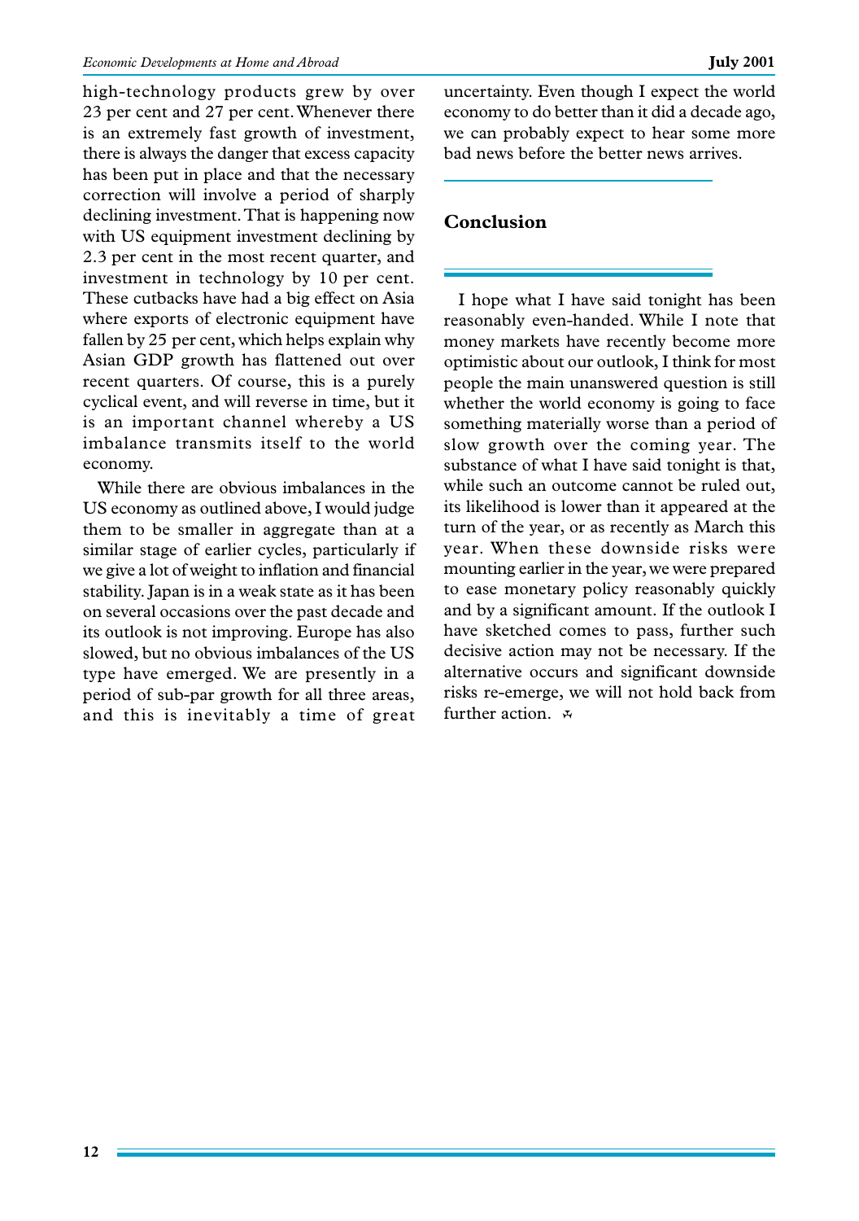high-technology products grew by over 23 per cent and 27 per cent. Whenever there is an extremely fast growth of investment, there is always the danger that excess capacity has been put in place and that the necessary correction will involve a period of sharply declining investment. That is happening now with US equipment investment declining by 2.3 per cent in the most recent quarter, and investment in technology by 10 per cent. These cutbacks have had a big effect on Asia where exports of electronic equipment have fallen by 25 per cent, which helps explain why Asian GDP growth has flattened out over recent quarters. Of course, this is a purely cyclical event, and will reverse in time, but it is an important channel whereby a US imbalance transmits itself to the world economy.

While there are obvious imbalances in the US economy as outlined above, I would judge them to be smaller in aggregate than at a similar stage of earlier cycles, particularly if we give a lot of weight to inflation and financial stability. Japan is in a weak state as it has been on several occasions over the past decade and its outlook is not improving. Europe has also slowed, but no obvious imbalances of the US type have emerged. We are presently in a period of sub-par growth for all three areas, and this is inevitably a time of great uncertainty. Even though I expect the world economy to do better than it did a decade ago, we can probably expect to hear some more bad news before the better news arrives.

## Conclusion

I hope what I have said tonight has been reasonably even-handed. While I note that money markets have recently become more optimistic about our outlook, I think for most people the main unanswered question is still whether the world economy is going to face something materially worse than a period of slow growth over the coming year. The substance of what I have said tonight is that, while such an outcome cannot be ruled out, its likelihood is lower than it appeared at the turn of the year, or as recently as March this year. When these downside risks were mounting earlier in the year, we were prepared to ease monetary policy reasonably quickly and by a significant amount. If the outlook I have sketched comes to pass, further such decisive action may not be necessary. If the alternative occurs and significant downside risks re-emerge, we will not hold back from further action.